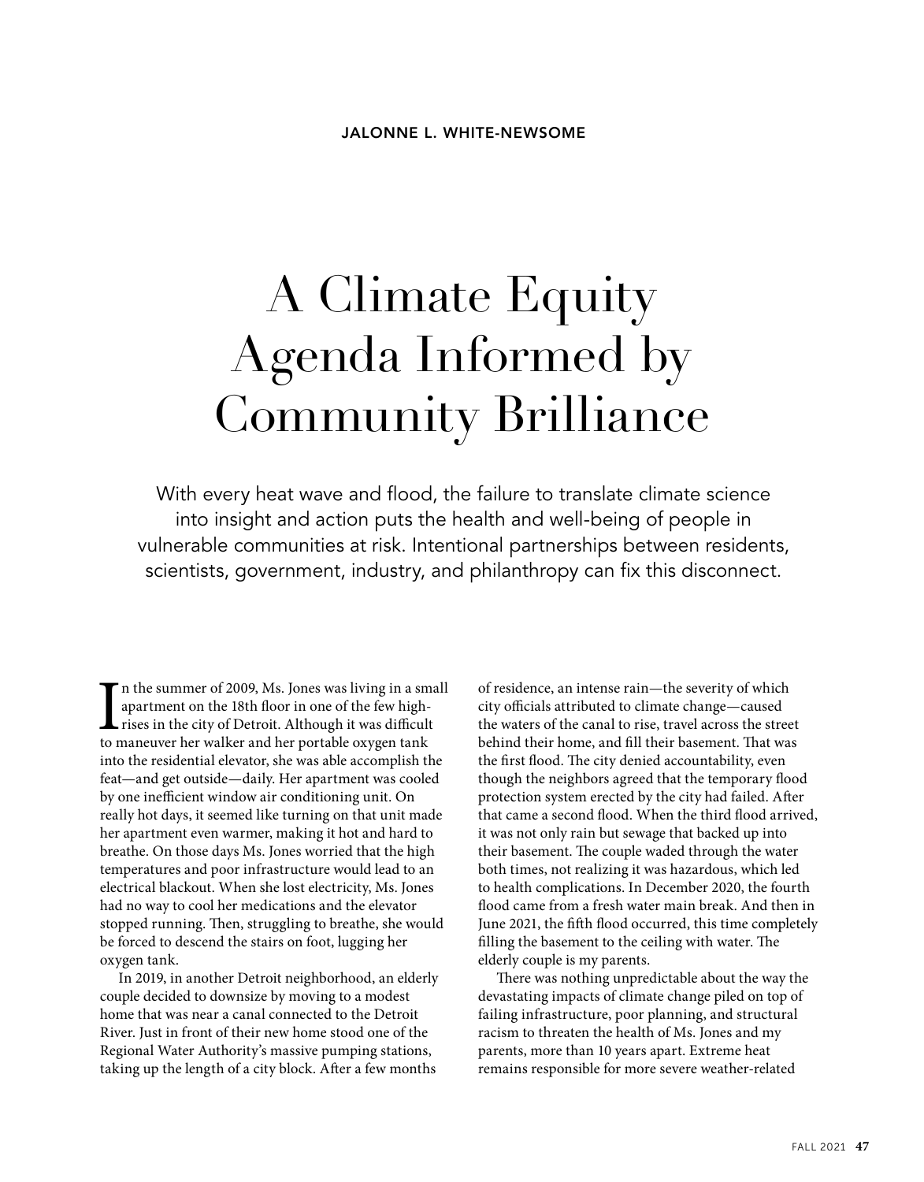JALONNE L. WHITE-NEWSOME

# A Climate Equity Agenda Informed by Community Brilliance

With every heat wave and flood, the failure to translate climate science into insight and action puts the health and well-being of people in vulnerable communities at risk. Intentional partnerships between residents, scientists, government, industry, and philanthropy can fix this disconnect.

In the summer of 2009, Ms. Jones was living in a small apartment on the 18th floor in one of the few high-rises in the city of Detroit. Although it was difficult to maneuver her walker and her portable oxygen tank into the residential elevator, she was able accomplish the feat—and get outside—daily. Her apartment was cooled by one inefficient window air conditioning unit. On really hot days, it seemed like turning on that unit made her apartment even warmer, making it hot and hard to breathe. On those days Ms. Jones worried that the high temperatures and poor infrastructure would lead to an electrical blackout. When she lost electricity, Ms. Jones had no way to cool her medications and the elevator stopped running. Then, struggling to breathe, she would be forced to descend the stairs on foot, lugging her oxygen tank.

In 2019, in another Detroit neighborhood, an elderly couple decided to downsize by moving to a modest home that was near a canal connected to the Detroit River. Just in front of their new home stood one of the Regional Water Authority's massive pumping stations, taking up the length of a city block. After a few months of residence, an intense rain—the severity of which city officials attributed to climate change—caused the waters of the canal to rise, travel across the street behind their home, and fill their basement. That was the first flood. The city denied accountability, even though the neighbors agreed that the temporary flood protection system erected by the city had failed. After that came a second flood. When the third flood arrived, it was not only rain but sewage that backed up into their basement. The couple waded through the water both times, not realizing it was hazardous, which led to health complications. In December 2020, the fourth flood came from a fresh water main break. And then in June 2021, the fifth flood occurred, this time completely filling the basement to the ceiling with water. The elderly couple is my parents.

There was nothing unpredictable about the way the devastating impacts of climate change piled on top of failing infrastructure, poor planning, and structural racism to threaten the health of Ms. Jones and my parents, more than 10 years apart. Extreme heat remains responsible for more severe weather-related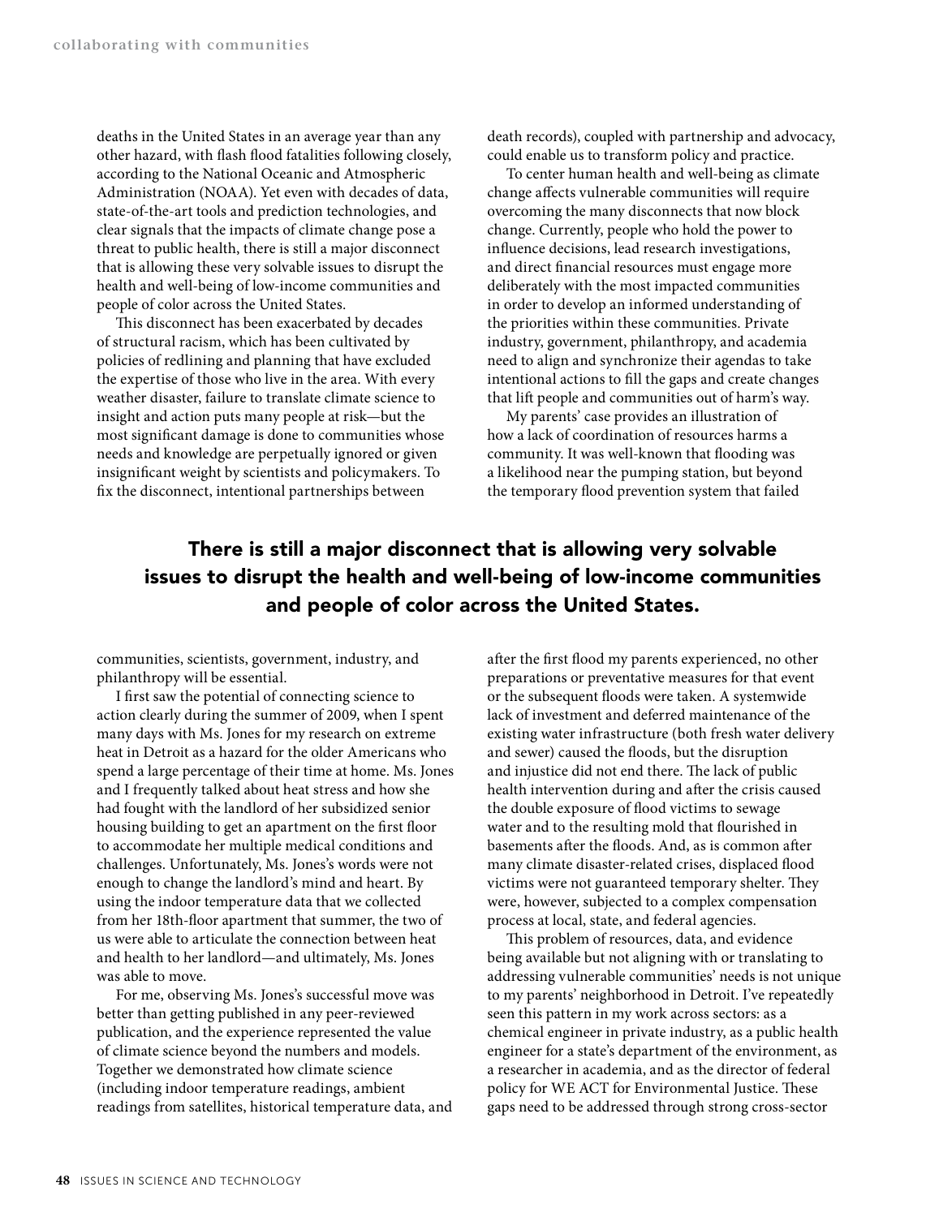deaths in the United States in an average year than any other hazard, with flash flood fatalities following closely, according to the National Oceanic and Atmospheric Administration (NOAA). Yet even with decades of data, state-of-the-art tools and prediction technologies, and clear signals that the impacts of climate change pose a threat to public health, there is still a major disconnect that is allowing these very solvable issues to disrupt the health and well-being of low-income communities and people of color across the United States.

This disconnect has been exacerbated by decades of structural racism, which has been cultivated by policies of redlining and planning that have excluded the expertise of those who live in the area. With every weather disaster, failure to translate climate science to insight and action puts many people at risk—but the most significant damage is done to communities whose needs and knowledge are perpetually ignored or given insignificant weight by scientists and policymakers. To fix the disconnect, intentional partnerships between communities, scientists, government, industry, and philanthropy will be essential.

I first saw the potential of connecting science to action clearly during the summer of 2009, when I spent many days with Ms. Jones for my research on extreme heat in Detroit as a hazard for the older Americans who spend a large percentage of their time at home. Ms. Jones and I frequently talked about heat stress and how she had fought with the landlord of her subsidized senior housing building to get an apartment on the first floor to accommodate her multiple medical conditions and challenges. Unfortunately, Ms. Jones's words were not enough to change the landlord's mind and heart. By using the indoor temperature data that we collected from her 18th-floor apartment that summer, the two of us were able to articulate the connection between heat and health to her landlord—and ultimately, Ms. Jones was able to move.

For me, observing Ms. Jones's successful move was better than getting published in any peer-reviewed publication, and the experience represented the value of climate science beyond the numbers and models. Together we demonstrated how climate science (including indoor temperature readings, ambient readings from satellites, historical temperature data, and death records), coupled with partnership and advocacy, could enable us to transform policy and practice.

To center human health and well-being as climate change affects vulnerable communities will require overcoming the many disconnects that now block change. Currently, people who hold the power to influence decisions, lead research investigations, and direct financial resources must engage more deliberately with the most impacted communities in order to develop an informed understanding of the priorities within these communities. Private industry, government, philanthropy, and academia need to align and synchronize their agendas to take intentional actions to fill the gaps and create changes that lift people and communities out of harm's way.

My parents' case provides an illustration of how a lack of coordination of resources harms a community. It was well-known that flooding was a likelihood near the pumping station, but beyond the temporary flood prevention system that failed after the first flood my parents experienced, no other preparations or preventative measures for that event or the subsequent floods were taken. A systemwide lack of investment and deferred maintenance of the existing water infrastructure (both fresh water delivery and sewer) caused the floods, but the disruption and injustice did not end there. The lack of public health intervention during and after the crisis caused the double exposure of flood victims to sewage water and to the resulting mold that flourished in basements after the floods. And, as is common after many climate disaster-related crises, displaced flood victims were not guaranteed temporary shelter. They were, however, subjected to a complex compensation process at local, state, and federal agencies.

This problem of resources, data, and evidence being available but not aligning with or translating to addressing vulnerable communities' needs is not unique to my parents' neighborhood in Detroit. I've repeatedly seen this pattern in my work across sectors: as a chemical engineer in private industry, as a public health engineer for a state's department of the environment, as a researcher in academia, and as the director of federal policy for WE ACT for Environmental Justice. These gaps need to be addressed through strong cross-sector

**There is still a major disconnect that is allowing very solvable issues to disrupt the health and well-being of low-income communities and people of color across the United States.**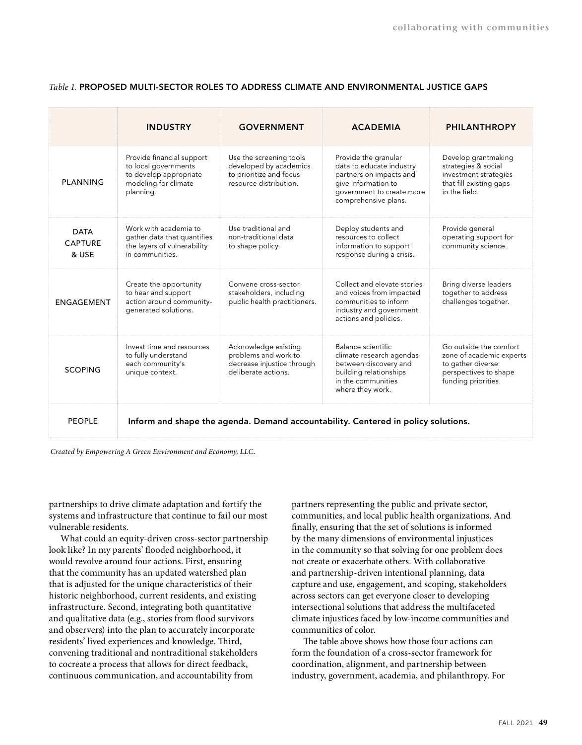*Table 1.* **PROPOSED MULTI-SECTOR ROLES TO ADDRESS CLIMATE AND ENVIRONMENTAL JUSTICE GAPS**

| | INDUSTRY | GOVERNMENT | ACADEMIA | PHILANTHROPY |
|---|---|---|---|---|
| PLANNING | Provide financial support to local governments to develop appropriate modeling for climate planning. | Use the screening tools developed by academics to prioritize and focus resource distribution. | Provide the granular data to educate industry partners on impacts and give information to government to create more comprehensive plans. | Develop grantmaking strategies & social investment strategies that fill existing gaps in the field. |
| DATA CAPTURE & USE | Work with academia to gather data that quantifies the layers of vulnerability in communities. | Use traditional and non-traditional data to shape policy. | Deploy students and resources to collect information to support response during a crisis. | Provide general operating support for community science. |
| ENGAGEMENT | Create the opportunity to hear and support action around community-generated solutions. | Convene cross-sector stakeholders, including public health practitioners. | Collect and elevate stories and voices from impacted communities to inform industry and government actions and policies. | Bring diverse leaders together to address challenges together. |
| SCOPING | Invest time and resources to fully understand each community's unique context. | Acknowledge existing problems and work to decrease injustice through deliberate actions. | Balance scientific climate research agendas between discovery and building relationships in the communities where they work. | Go outside the comfort zone of academic experts to gather diverse perspectives to shape funding priorities. |
| PEOPLE | **Inform and shape the agenda. Demand accountability. Centered in policy solutions.** | | | |

*Created by Empowering A Green Environment and Economy, LLC.*

partnerships to drive climate adaptation and fortify the systems and infrastructure that continue to fail our most vulnerable residents.

What could an equity-driven cross-sector partnership look like? In my parents' flooded neighborhood, it would revolve around four actions. First, ensuring that the community has an updated watershed plan that is adjusted for the unique characteristics of their historic neighborhood, current residents, and existing infrastructure. Second, integrating both quantitative and qualitative data (e.g., stories from flood survivors and observers) into the plan to accurately incorporate residents' lived experiences and knowledge. Third, convening traditional and nontraditional stakeholders to cocreate a process that allows for direct feedback, continuous communication, and accountability from partners representing the public and private sector, communities, and local public health organizations. And finally, ensuring that the set of solutions is informed by the many dimensions of environmental injustices in the community so that solving for one problem does not create or exacerbate others. With collaborative and partnership-driven intentional planning, data capture and use, engagement, and scoping, stakeholders across sectors can get everyone closer to developing intersectional solutions that address the multifaceted climate injustices faced by low-income communities and communities of color.

The table above shows how those four actions can form the foundation of a cross-sector framework for coordination, alignment, and partnership between industry, government, academia, and philanthropy. For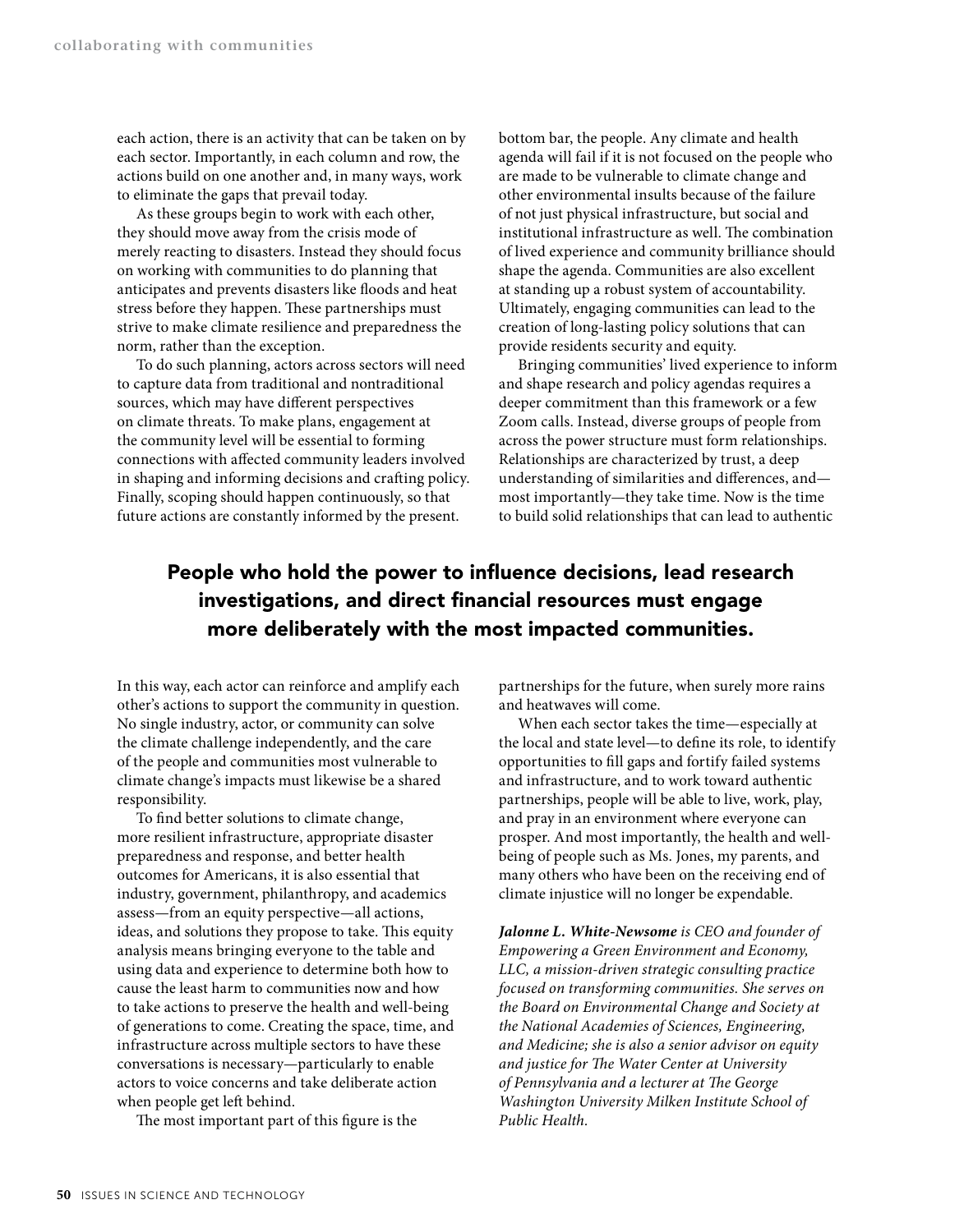each action, there is an activity that can be taken on by each sector. Importantly, in each column and row, the actions build on one another and, in many ways, work to eliminate the gaps that prevail today.

As these groups begin to work with each other, they should move away from the crisis mode of merely reacting to disasters. Instead they should focus on working with communities to do planning that anticipates and prevents disasters like floods and heat stress before they happen. These partnerships must strive to make climate resilience and preparedness the norm, rather than the exception.

To do such planning, actors across sectors will need to capture data from traditional and nontraditional sources, which may have different perspectives on climate threats. To make plans, engagement at the community level will be essential to forming connections with affected community leaders involved in shaping and informing decisions and crafting policy. Finally, scoping should happen continuously, so that future actions are constantly informed by the present. In this way, each actor can reinforce and amplify each other's actions to support the community in question. No single industry, actor, or community can solve the climate challenge independently, and the care of the people and communities most vulnerable to climate change's impacts must likewise be a shared responsibility.

To find better solutions to climate change, more resilient infrastructure, appropriate disaster preparedness and response, and better health outcomes for Americans, it is also essential that industry, government, philanthropy, and academics assess—from an equity perspective—all actions, ideas, and solutions they propose to take. This equity analysis means bringing everyone to the table and using data and experience to determine both how to cause the least harm to communities now and how to take actions to preserve the health and well-being of generations to come. Creating the space, time, and infrastructure across multiple sectors to have these conversations is necessary—particularly to enable actors to voice concerns and take deliberate action when people get left behind.

The most important part of this figure is the bottom bar, the people. Any climate and health agenda will fail if it is not focused on the people who are made to be vulnerable to climate change and other environmental insults because of the failure of not just physical infrastructure, but social and institutional infrastructure as well. The combination of lived experience and community brilliance should shape the agenda. Communities are also excellent at standing up a robust system of accountability. Ultimately, engaging communities can lead to the creation of long-lasting policy solutions that can provide residents security and equity.

Bringing communities' lived experience to inform and shape research and policy agendas requires a deeper commitment than this framework or a few Zoom calls. Instead, diverse groups of people from across the power structure must form relationships. Relationships are characterized by trust, a deep understanding of similarities and differences, and—most importantly—they take time. Now is the time to build solid relationships that can lead to authentic partnerships for the future, when surely more rains and heatwaves will come.

**People who hold the power to influence decisions, lead research investigations, and direct financial resources must engage more deliberately with the most impacted communities.**

When each sector takes the time—especially at the local and state level—to define its role, to identify opportunities to fill gaps and fortify failed systems and infrastructure, and to work toward authentic partnerships, people will be able to live, work, play, and pray in an environment where everyone can prosper. And most importantly, the health and well-being of people such as Ms. Jones, my parents, and many others who have been on the receiving end of climate injustice will no longer be expendable.

***Jalonne L. White-Newsome** is CEO and founder of Empowering a Green Environment and Economy, LLC, a mission-driven strategic consulting practice focused on transforming communities. She serves on the Board on Environmental Change and Society at the National Academies of Sciences, Engineering, and Medicine; she is also a senior advisor on equity and justice for The Water Center at University of Pennsylvania and a lecturer at The George Washington University Milken Institute School of Public Health.*